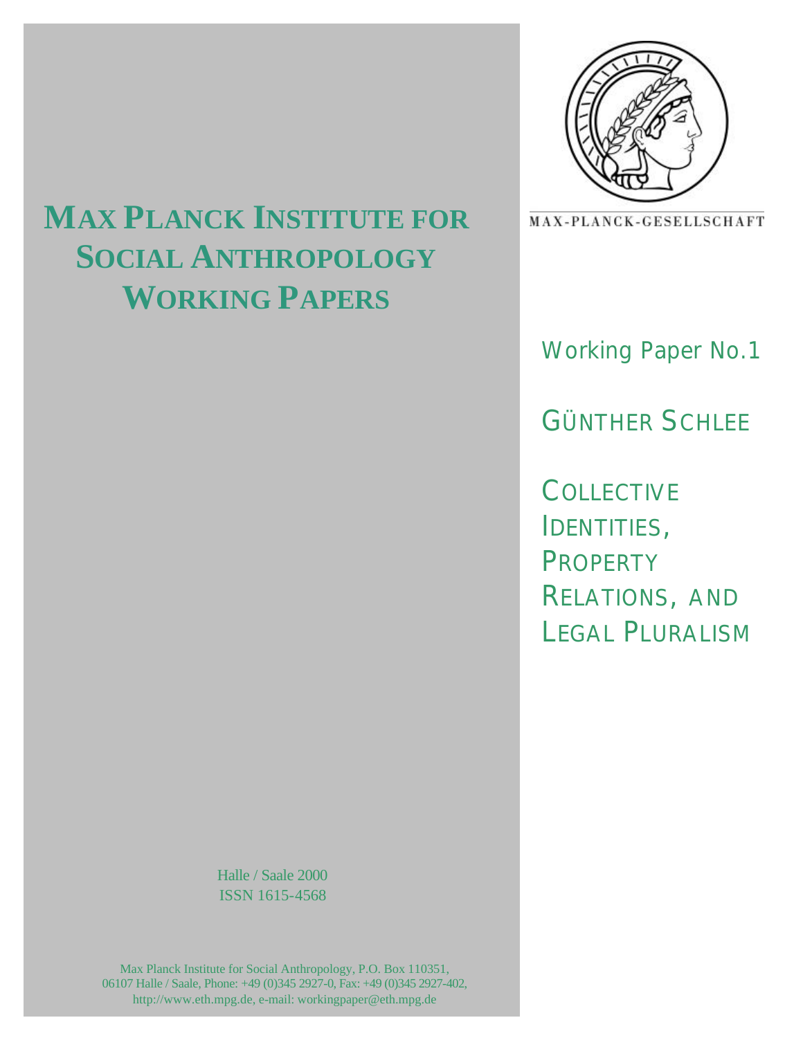# Max Planck Institute for Social Anthropology Working Papers

MAX-PLANCK-GESELLSCHAFT

Working Paper No.1

GÜNTHER SCHLEE

## Collective Identities, Property Relations, and Legal Pluralism

Halle / Saale 2000
ISSN 1615-4568

Max Planck Institute for Social Anthropology, P.O. Box 110351, 06107 Halle / Saale, Phone: +49 (0)345 2927-0, Fax: +49 (0)345 2927-402, http://www.eth.mpg.de, e-mail: workingpaper@eth.mpg.de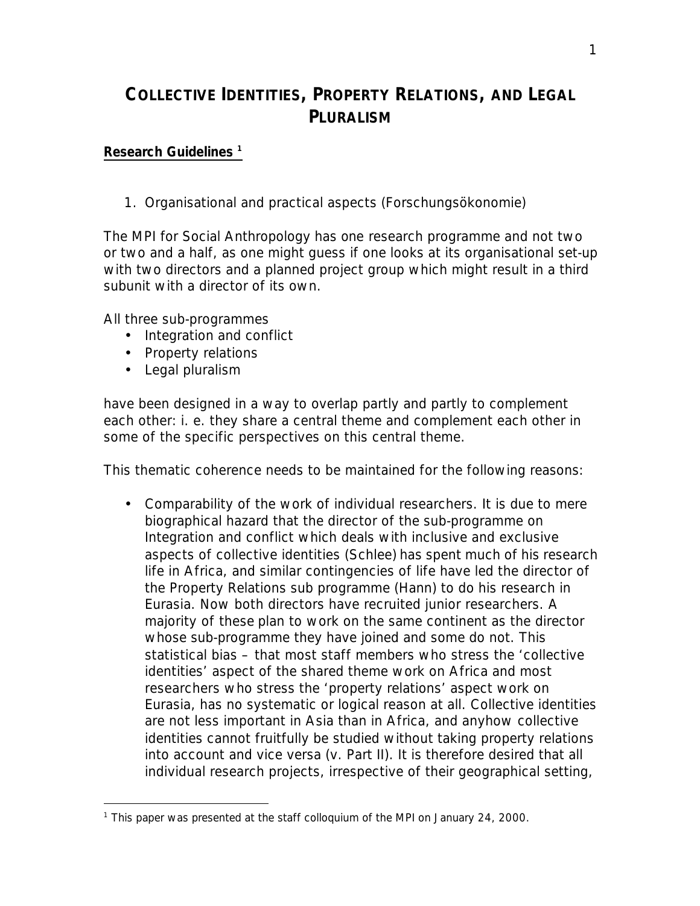# COLLECTIVE IDENTITIES, PROPERTY RELATIONS, AND LEGAL PLURALISM

**Research Guidelines [1]**

1. Organisational and practical aspects (Forschungsökonomie)

The MPI for Social Anthropology has one research programme and not two or two and a half, as one might guess if one looks at its organisational set-up with two directors and a planned project group which might result in a third subunit with a director of its own.

All three sub-programmes

- Integration and conflict
- Property relations
- Legal pluralism

have been designed in a way to overlap partly and partly to complement each other: i. e. they share a central theme and complement each other in some of the specific perspectives on this central theme.

This thematic coherence needs to be maintained for the following reasons:

- Comparability of the work of individual researchers. It is due to mere biographical hazard that the director of the sub-programme on Integration and conflict which deals with inclusive and exclusive aspects of collective identities (Schlee) has spent much of his research life in Africa, and similar contingencies of life have led the director of the Property Relations sub programme (Hann) to do his research in Eurasia. Now both directors have recruited junior researchers. A majority of these plan to work on the same continent as the director whose sub-programme they have joined and some do not. This statistical bias – that most staff members who stress the 'collective identities' aspect of the shared theme work on Africa and most researchers who stress the 'property relations' aspect work on Eurasia, has no systematic or logical reason at all. Collective identities are not less important in Asia than in Africa, and anyhow collective identities cannot fruitfully be studied without taking property relations into account and vice versa (v. Part II). It is therefore desired that all individual research projects, irrespective of their geographical setting,

[1] This paper was presented at the staff colloquium of the MPI on January 24, 2000.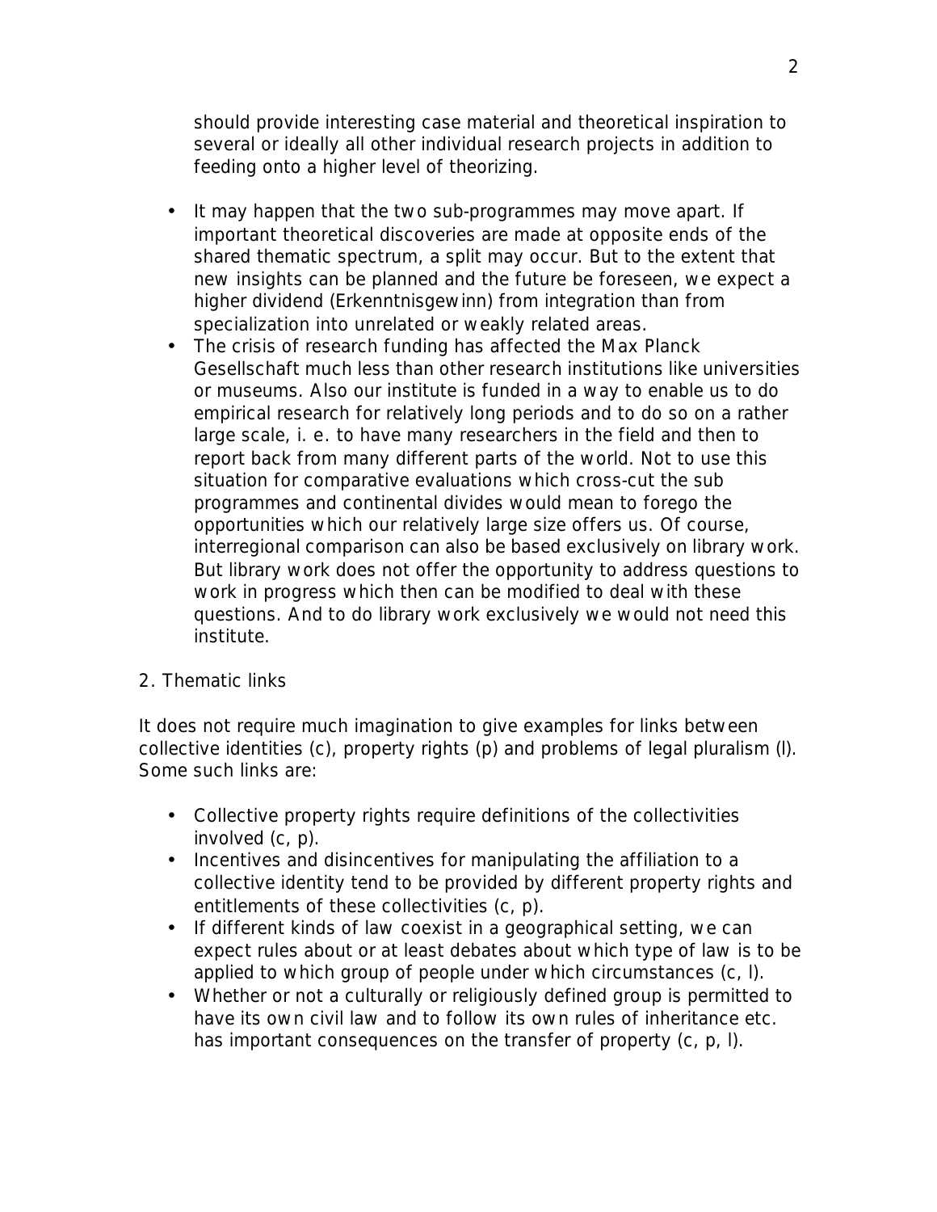should provide interesting case material and theoretical inspiration to several or ideally all other individual research projects in addition to feeding onto a higher level of theorizing.

- It may happen that the two sub-programmes may move apart. If important theoretical discoveries are made at opposite ends of the shared thematic spectrum, a split may occur. But to the extent that new insights can be planned and the future be foreseen, we expect a higher dividend (Erkenntnisgewinn) from integration than from specialization into unrelated or weakly related areas.
- The crisis of research funding has affected the Max Planck Gesellschaft much less than other research institutions like universities or museums. Also our institute is funded in a way to enable us to do empirical research for relatively long periods and to do so on a rather large scale, i. e. to have many researchers in the field and then to report back from many different parts of the world. Not to use this situation for comparative evaluations which cross-cut the sub programmes and continental divides would mean to forego the opportunities which our relatively large size offers us. Of course, interregional comparison can also be based exclusively on library work. But library work does not offer the opportunity to address questions to work in progress which then can be modified to deal with these questions. And to do library work exclusively we would not need this institute.

## 2. Thematic links

It does not require much imagination to give examples for links between collective identities (c), property rights (p) and problems of legal pluralism (l). Some such links are:

- Collective property rights require definitions of the collectivities involved (c, p).
- Incentives and disincentives for manipulating the affiliation to a collective identity tend to be provided by different property rights and entitlements of these collectivities (c, p).
- If different kinds of law coexist in a geographical setting, we can expect rules about or at least debates about which type of law is to be applied to which group of people under which circumstances (c, l).
- Whether or not a culturally or religiously defined group is permitted to have its own civil law and to follow its own rules of inheritance etc. has important consequences on the transfer of property (c, p, l).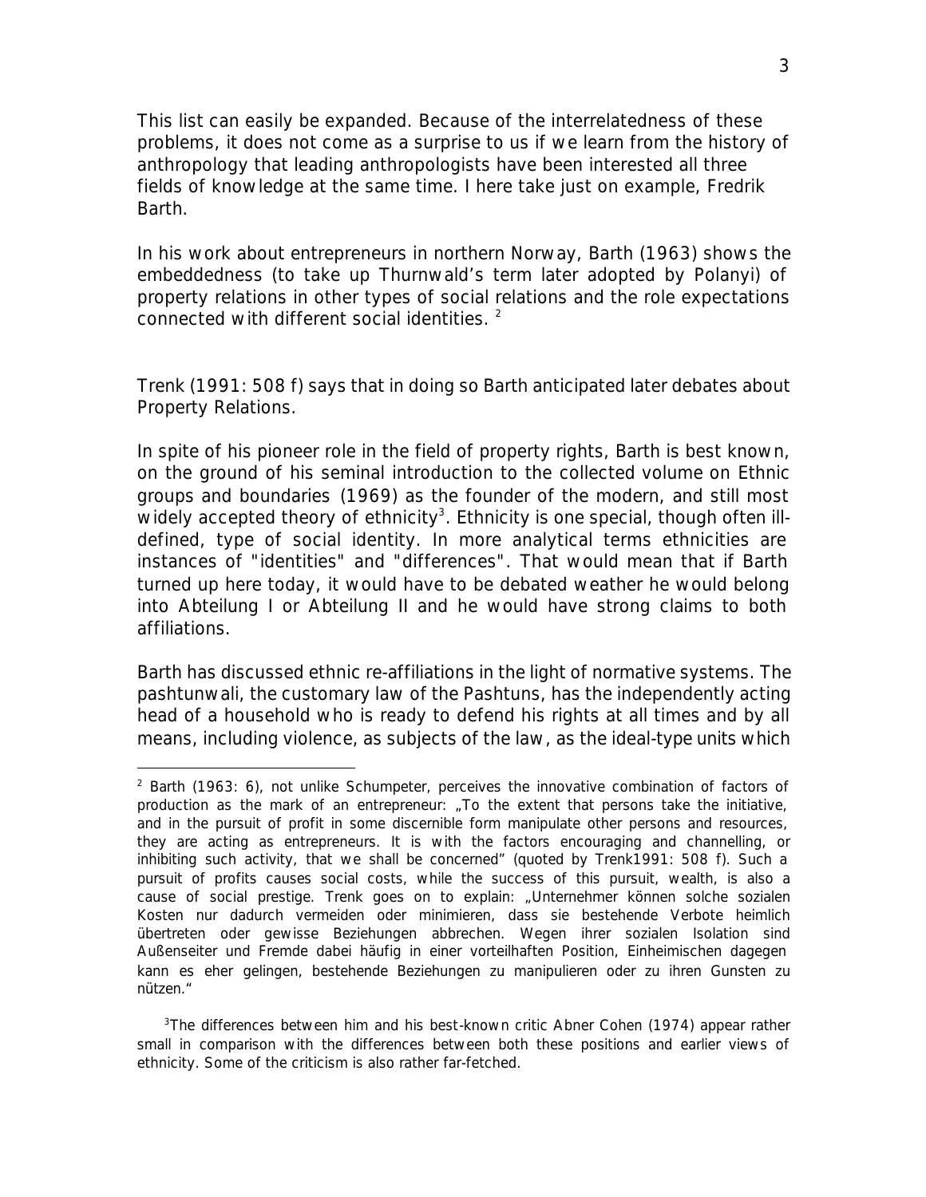This list can easily be expanded. Because of the interrelatedness of these problems, it does not come as a surprise to us if we learn from the history of anthropology that leading anthropologists have been interested all three fields of knowledge at the same time. I here take just on example, Fredrik Barth.

In his work about entrepreneurs in northern Norway, Barth (1963) shows the embeddedness (to take up Thurnwald's term later adopted by Polanyi) of property relations in other types of social relations and the role expectations connected with different social identities. [2]

Trenk (1991: 508 f) says that in doing so Barth anticipated later debates about Property Relations.

In spite of his pioneer role in the field of property rights, Barth is best known, on the ground of his seminal introduction to the collected volume on Ethnic groups and boundaries (1969) as the founder of the modern, and still most widely accepted theory of ethnicity[3]. Ethnicity is one special, though often ill-defined, type of social identity. In more analytical terms ethnicities are instances of "identities" and "differences". That would mean that if Barth turned up here today, it would have to be debated weather he would belong into Abteilung I or Abteilung II and he would have strong claims to both affiliations.

Barth has discussed ethnic re-affiliations in the light of normative systems. The pashtunwali, the customary law of the Pashtuns, has the independently acting head of a household who is ready to defend his rights at all times and by all means, including violence, as subjects of the law, as the ideal-type units which

---

[2] Barth (1963: 6), not unlike Schumpeter, perceives the innovative combination of factors of production as the mark of an entrepreneur: „To the extent that persons take the initiative, and in the pursuit of profit in some discernible form manipulate other persons and resources, they are acting as entrepreneurs. It is with the factors encouraging and channelling, or inhibiting such activity, that we shall be concerned" (quoted by Trenk1991: 508 f). Such a pursuit of profits causes social costs, while the success of this pursuit, wealth, is also a cause of social prestige. Trenk goes on to explain: „Unternehmer können solche sozialen Kosten nur dadurch vermeiden oder minimieren, dass sie bestehende Verbote heimlich übertreten oder gewisse Beziehungen abbrechen. Wegen ihrer sozialen Isolation sind Außenseiter und Fremde dabei häufig in einer vorteilhaften Position, Einheimischen dagegen kann es eher gelingen, bestehende Beziehungen zu manipulieren oder zu ihren Gunsten zu nützen."

[3] The differences between him and his best-known critic Abner Cohen (1974) appear rather small in comparison with the differences between both these positions and earlier views of ethnicity. Some of the criticism is also rather far-fetched.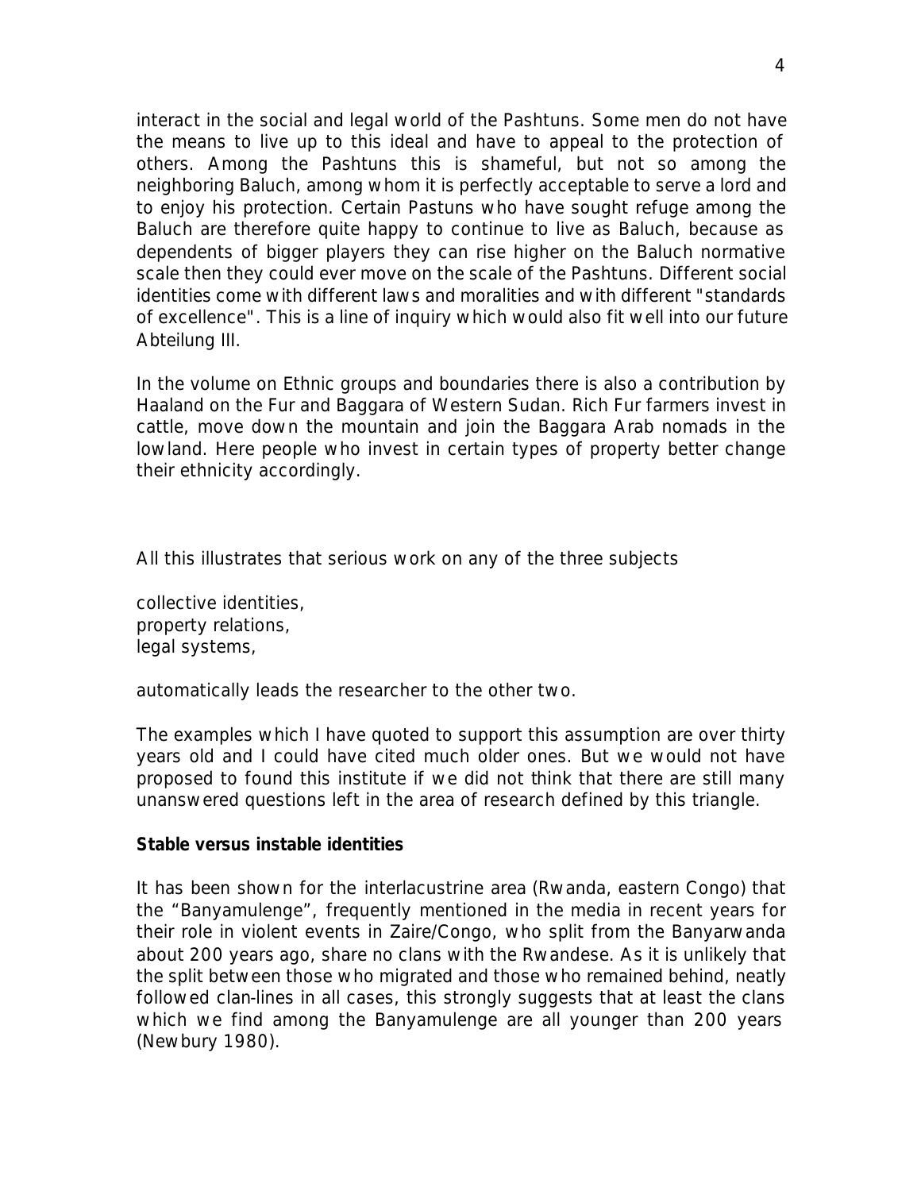interact in the social and legal world of the Pashtuns. Some men do not have the means to live up to this ideal and have to appeal to the protection of others. Among the Pashtuns this is shameful, but not so among the neighboring Baluch, among whom it is perfectly acceptable to serve a lord and to enjoy his protection. Certain Pastuns who have sought refuge among the Baluch are therefore quite happy to continue to live as Baluch, because as dependents of bigger players they can rise higher on the Baluch normative scale then they could ever move on the scale of the Pashtuns. Different social identities come with different laws and moralities and with different "standards of excellence". This is a line of inquiry which would also fit well into our future Abteilung III.

In the volume on Ethnic groups and boundaries there is also a contribution by Haaland on the Fur and Baggara of Western Sudan. Rich Fur farmers invest in cattle, move down the mountain and join the Baggara Arab nomads in the lowland. Here people who invest in certain types of property better change their ethnicity accordingly.

All this illustrates that serious work on any of the three subjects

collective identities,
property relations,
legal systems,

automatically leads the researcher to the other two.

The examples which I have quoted to support this assumption are over thirty years old and I could have cited much older ones. But we would not have proposed to found this institute if we did not think that there are still many unanswered questions left in the area of research defined by this triangle.

**Stable versus instable identities**

It has been shown for the interlacustrine area (Rwanda, eastern Congo) that the "Banyamulenge", frequently mentioned in the media in recent years for their role in violent events in Zaire/Congo, who split from the Banyarwanda about 200 years ago, share no clans with the Rwandese. As it is unlikely that the split between those who migrated and those who remained behind, neatly followed clan-lines in all cases, this strongly suggests that at least the clans which we find among the Banyamulenge are all younger than 200 years (Newbury 1980).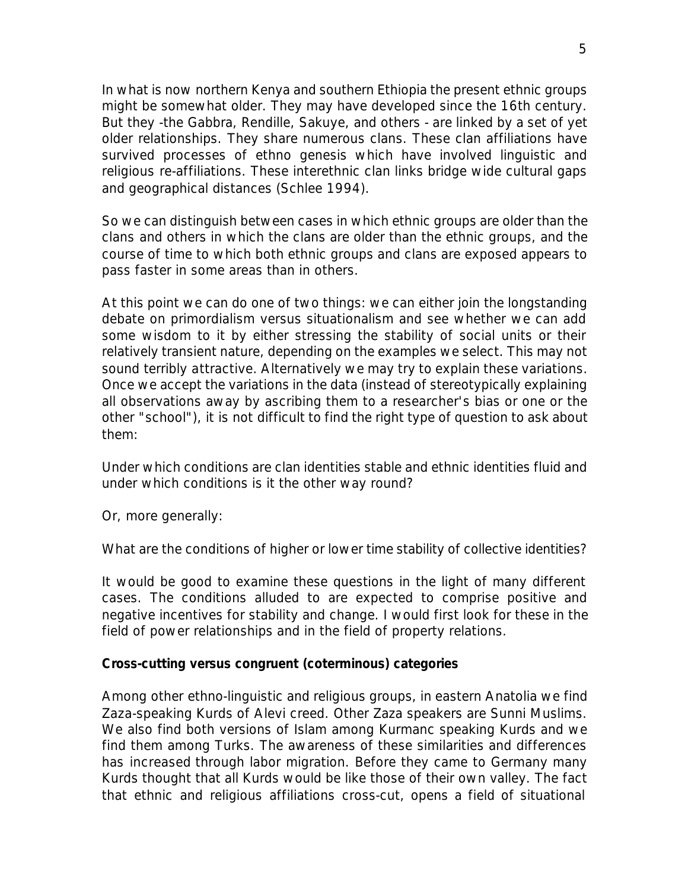In what is now northern Kenya and southern Ethiopia the present ethnic groups might be somewhat older. They may have developed since the 16th century. But they -the Gabbra, Rendille, Sakuye, and others - are linked by a set of yet older relationships. They share numerous clans. These clan affiliations have survived processes of ethno genesis which have involved linguistic and religious re-affiliations. These interethnic clan links bridge wide cultural gaps and geographical distances (Schlee 1994).

So we can distinguish between cases in which ethnic groups are older than the clans and others in which the clans are older than the ethnic groups, and the course of time to which both ethnic groups and clans are exposed appears to pass faster in some areas than in others.

At this point we can do one of two things: we can either join the longstanding debate on primordialism versus situationalism and see whether we can add some wisdom to it by either stressing the stability of social units or their relatively transient nature, depending on the examples we select. This may not sound terribly attractive. Alternatively we may try to explain these variations. Once we accept the variations in the data (instead of stereotypically explaining all observations away by ascribing them to a researcher's bias or one or the other "school"), it is not difficult to find the right type of question to ask about them:

Under which conditions are clan identities stable and ethnic identities fluid and under which conditions is it the other way round?

Or, more generally:

What are the conditions of higher or lower time stability of collective identities?

It would be good to examine these questions in the light of many different cases. The conditions alluded to are expected to comprise positive and negative incentives for stability and change. I would first look for these in the field of power relationships and in the field of property relations.

**Cross-cutting versus congruent (coterminous) categories**

Among other ethno-linguistic and religious groups, in eastern Anatolia we find Zaza-speaking Kurds of Alevi creed. Other Zaza speakers are Sunni Muslims. We also find both versions of Islam among Kurmanc speaking Kurds and we find them among Turks. The awareness of these similarities and differences has increased through labor migration. Before they came to Germany many Kurds thought that all Kurds would be like those of their own valley. The fact that ethnic and religious affiliations cross-cut, opens a field of situational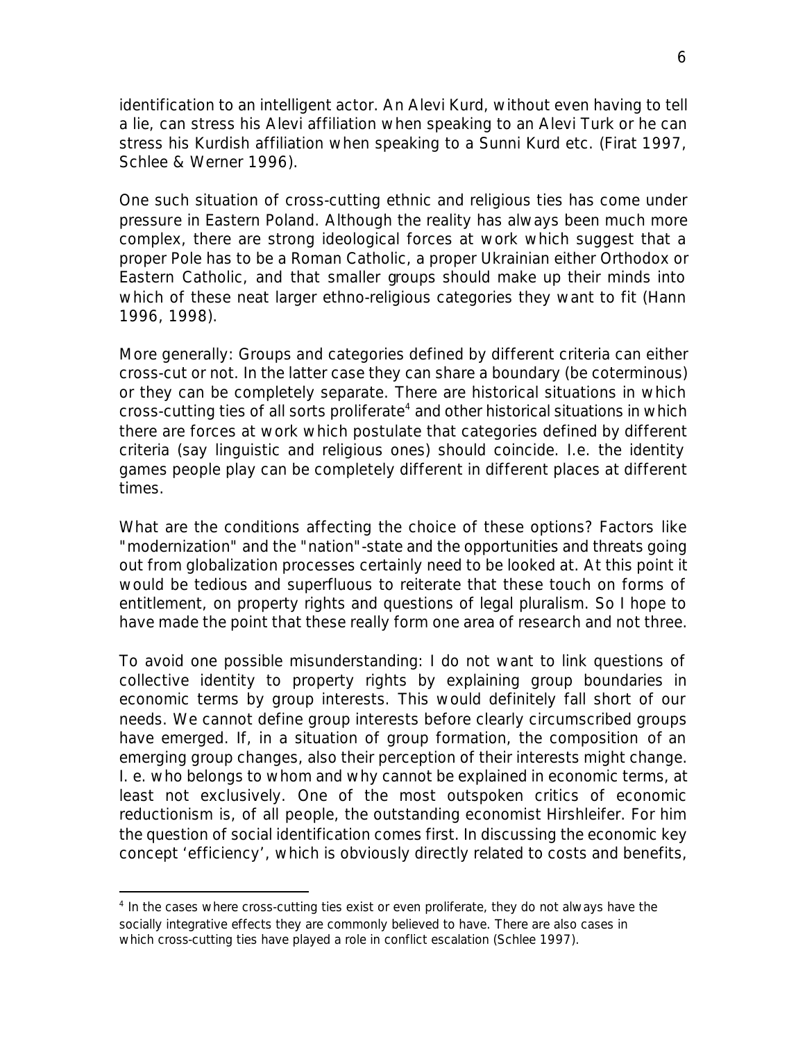identification to an intelligent actor. An Alevi Kurd, without even having to tell a lie, can stress his Alevi affiliation when speaking to an Alevi Turk or he can stress his Kurdish affiliation when speaking to a Sunni Kurd etc. (Firat 1997, Schlee & Werner 1996).

One such situation of cross-cutting ethnic and religious ties has come under pressure in Eastern Poland. Although the reality has always been much more complex, there are strong ideological forces at work which suggest that a proper Pole has to be a Roman Catholic, a proper Ukrainian either Orthodox or Eastern Catholic, and that smaller groups should make up their minds into which of these neat larger ethno-religious categories they want to fit (Hann 1996, 1998).

More generally: Groups and categories defined by different criteria can either cross-cut or not. In the latter case they can share a boundary (be coterminous) or they can be completely separate. There are historical situations in which cross-cutting ties of all sorts proliferate[4] and other historical situations in which there are forces at work which postulate that categories defined by different criteria (say linguistic and religious ones) should coincide. I.e. the identity games people play can be completely different in different places at different times.

What are the conditions affecting the choice of these options? Factors like "modernization" and the "nation"-state and the opportunities and threats going out from globalization processes certainly need to be looked at. At this point it would be tedious and superfluous to reiterate that these touch on forms of entitlement, on property rights and questions of legal pluralism. So I hope to have made the point that these really form one area of research and not three.

To avoid one possible misunderstanding: I do not want to link questions of collective identity to property rights by explaining group boundaries in economic terms by group interests. This would definitely fall short of our needs. We cannot define group interests before clearly circumscribed groups have emerged. If, in a situation of group formation, the composition of an emerging group changes, also their perception of their interests might change. I. e. who belongs to whom and why cannot be explained in economic terms, at least not exclusively. One of the most outspoken critics of economic reductionism is, of all people, the outstanding economist Hirshleifer. For him the question of social identification comes first. In discussing the economic key concept 'efficiency', which is obviously directly related to costs and benefits,

---

[4] In the cases where cross-cutting ties exist or even proliferate, they do not always have the socially integrative effects they are commonly believed to have. There are also cases in which cross-cutting ties have played a role in conflict escalation (Schlee 1997).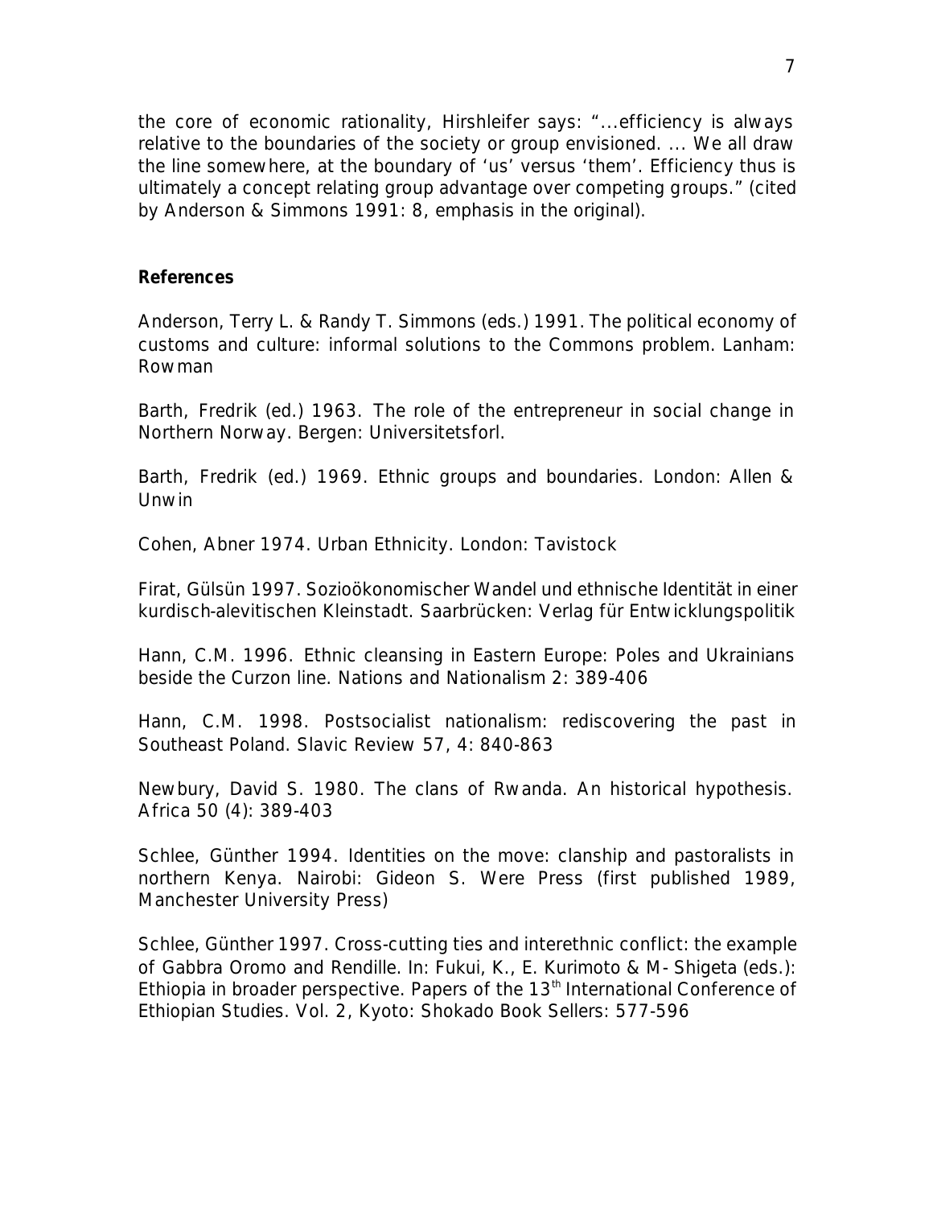the core of economic rationality, Hirshleifer says: "...efficiency is always relative to the boundaries of the society or group envisioned. ... We all draw the line somewhere, at the boundary of 'us' versus 'them'. Efficiency thus is ultimately a concept relating group advantage over competing groups." (cited by Anderson & Simmons 1991: 8, emphasis in the original).

**References**

Anderson, Terry L. & Randy T. Simmons (eds.) 1991. The political economy of customs and culture: informal solutions to the Commons problem. Lanham: Rowman

Barth, Fredrik (ed.) 1963. The role of the entrepreneur in social change in Northern Norway. Bergen: Universitetsforl.

Barth, Fredrik (ed.) 1969. Ethnic groups and boundaries. London: Allen & Unwin

Cohen, Abner 1974. Urban Ethnicity. London: Tavistock

Firat, Gülsün 1997. Sozioökonomischer Wandel und ethnische Identität in einer kurdisch-alevitischen Kleinstadt. Saarbrücken: Verlag für Entwicklungspolitik

Hann, C.M. 1996. Ethnic cleansing in Eastern Europe: Poles and Ukrainians beside the Curzon line. Nations and Nationalism 2: 389-406

Hann, C.M. 1998. Postsocialist nationalism: rediscovering the past in Southeast Poland. Slavic Review 57, 4: 840-863

Newbury, David S. 1980. The clans of Rwanda. An historical hypothesis. Africa 50 (4): 389-403

Schlee, Günther 1994. Identities on the move: clanship and pastoralists in northern Kenya. Nairobi: Gideon S. Were Press (first published 1989, Manchester University Press)

Schlee, Günther 1997. Cross-cutting ties and interethnic conflict: the example of Gabbra Oromo and Rendille. In: Fukui, K., E. Kurimoto & M- Shigeta (eds.): Ethiopia in broader perspective. Papers of the 13th International Conference of Ethiopian Studies. Vol. 2, Kyoto: Shokado Book Sellers: 577-596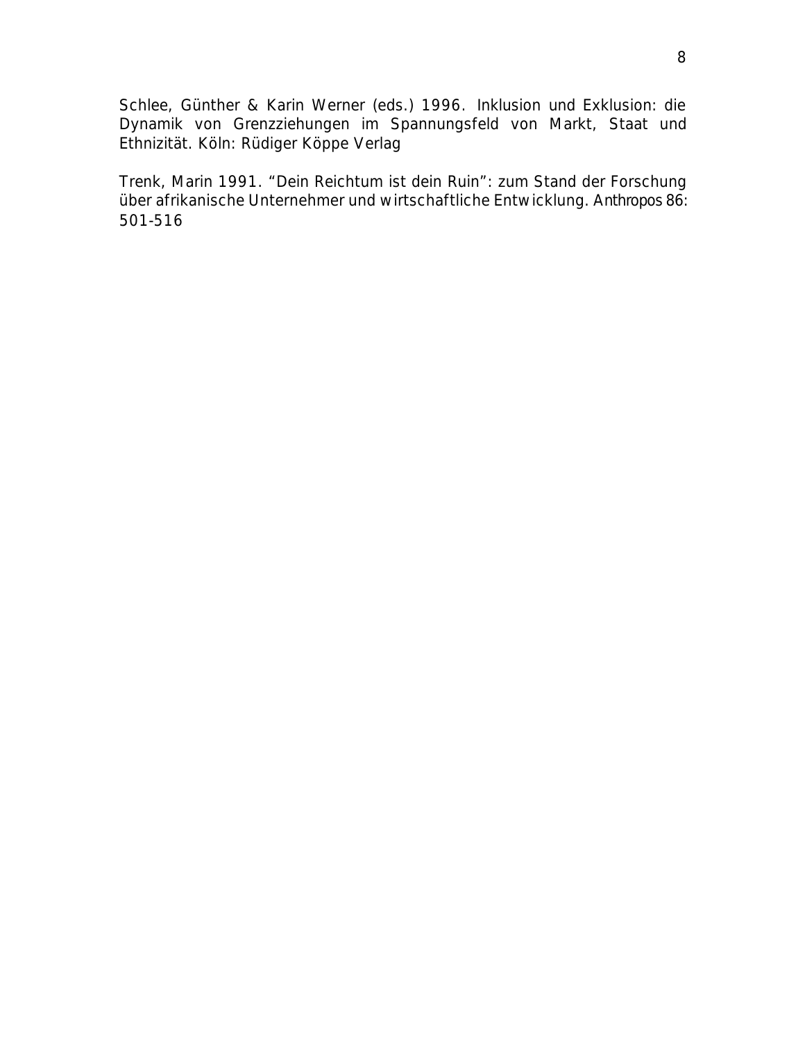Schlee, Günther & Karin Werner (eds.) 1996. Inklusion und Exklusion: die Dynamik von Grenzziehungen im Spannungsfeld von Markt, Staat und Ethnizität. Köln: Rüdiger Köppe Verlag

Trenk, Marin 1991. “Dein Reichtum ist dein Ruin”: zum Stand der Forschung über afrikanische Unternehmer und wirtschaftliche Entwicklung. Anthropos 86: 501-516